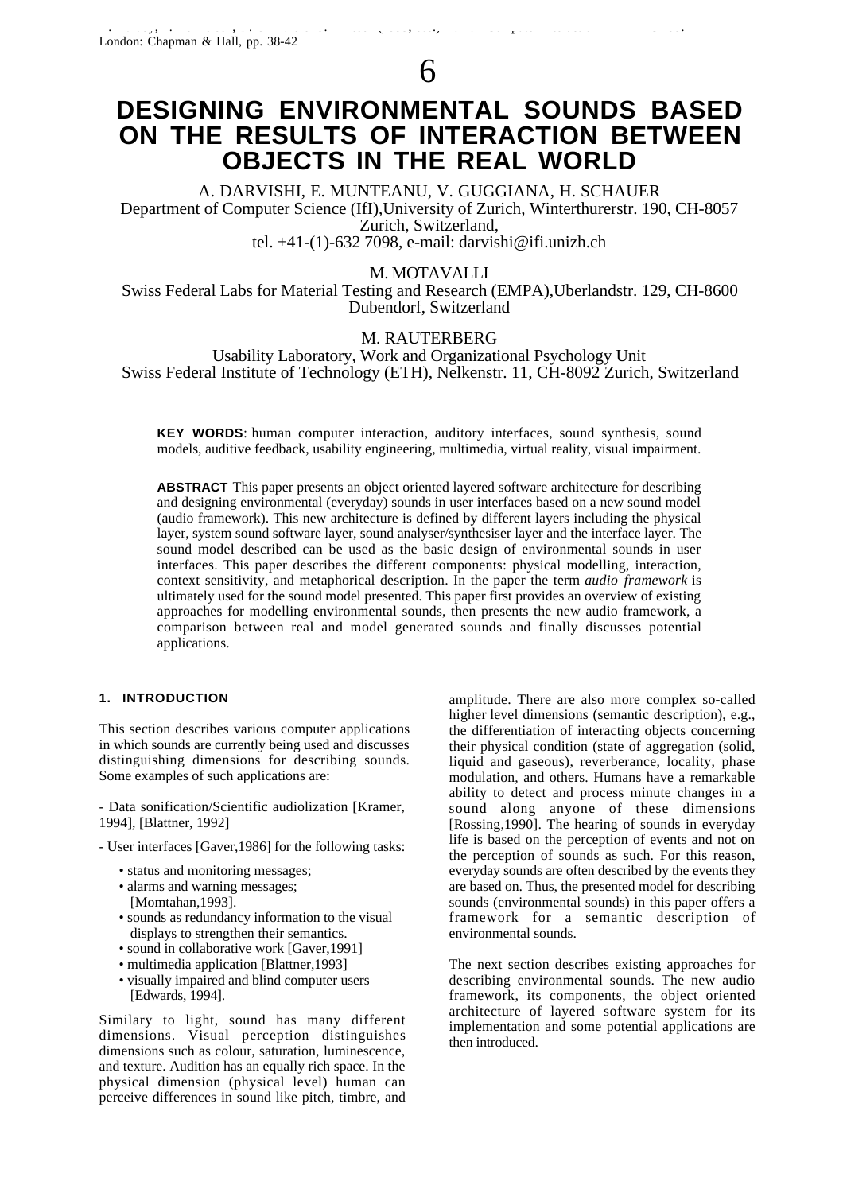London: Chapman & Hall, pp. 38-42

# DESIGNING ENVIRONMENTAL SOUNDS BASED ON THE RESULTS OF INTERACTION BETWEEN OBJECTS IN THE REAL WORLD

A. DARVISHI, E. MUNTEANU, V. GUGGIANA, H. SCHAUER
Department of Computer Science (IfI),University of Zurich, Winterthurerstr. 190, CH-8057 Zurich, Switzerland,
tel. +41-(1)-632 7098, e-mail: darvishi@ifi.unizh.ch

M. MOTAVALLI
Swiss Federal Labs for Material Testing and Research (EMPA),Uberlandstr. 129, CH-8600 Dubendorf, Switzerland

M. RAUTERBERG
Usability Laboratory, Work and Organizational Psychology Unit
Swiss Federal Institute of Technology (ETH), Nelkenstr. 11, CH-8092 Zurich, Switzerland

**KEY WORDS**: human computer interaction, auditory interfaces, sound synthesis, sound models, auditive feedback, usability engineering, multimedia, virtual reality, visual impairment.

**ABSTRACT** This paper presents an object oriented layered software architecture for describing and designing environmental (everyday) sounds in user interfaces based on a new sound model (audio framework). This new architecture is defined by different layers including the physical layer, system sound software layer, sound analyser/synthesiser layer and the interface layer. The sound model described can be used as the basic design of environmental sounds in user interfaces. This paper describes the different components: physical modelling, interaction, context sensitivity, and metaphorical description. In the paper the term *audio framework* is ultimately used for the sound model presented. This paper first provides an overview of existing approaches for modelling environmental sounds, then presents the new audio framework, a comparison between real and model generated sounds and finally discusses potential applications.

## 1. INTRODUCTION

This section describes various computer applications in which sounds are currently being used and discusses distinguishing dimensions for describing sounds. Some examples of such applications are:

- Data sonification/Scientific audiolization [Kramer, 1994], [Blattner, 1992]

- User interfaces [Gaver,1986] for the following tasks:
  - status and monitoring messages;
  - alarms and warning messages; [Momtahan,1993].
  - sounds as redundancy information to the visual displays to strengthen their semantics.
  - sound in collaborative work [Gaver,1991]
  - multimedia application [Blattner,1993]
  - visually impaired and blind computer users [Edwards, 1994].

Similary to light, sound has many different dimensions. Visual perception distinguishes dimensions such as colour, saturation, luminescence, and texture. Audition has an equally rich space. In the physical dimension (physical level) human can perceive differences in sound like pitch, timbre, and amplitude. There are also more complex so-called higher level dimensions (semantic description), e.g., the differentiation of interacting objects concerning their physical condition (state of aggregation (solid, liquid and gaseous), reverberance, locality, phase modulation, and others. Humans have a remarkable ability to detect and process minute changes in a sound along anyone of these dimensions [Rossing,1990]. The hearing of sounds in everyday life is based on the perception of events and not on the perception of sounds as such. For this reason, everyday sounds are often described by the events they are based on. Thus, the presented model for describing sounds (environmental sounds) in this paper offers a framework for a semantic description of environmental sounds.

The next section describes existing approaches for describing environmental sounds. The new audio framework, its components, the object oriented architecture of layered software system for its implementation and some potential applications are then introduced.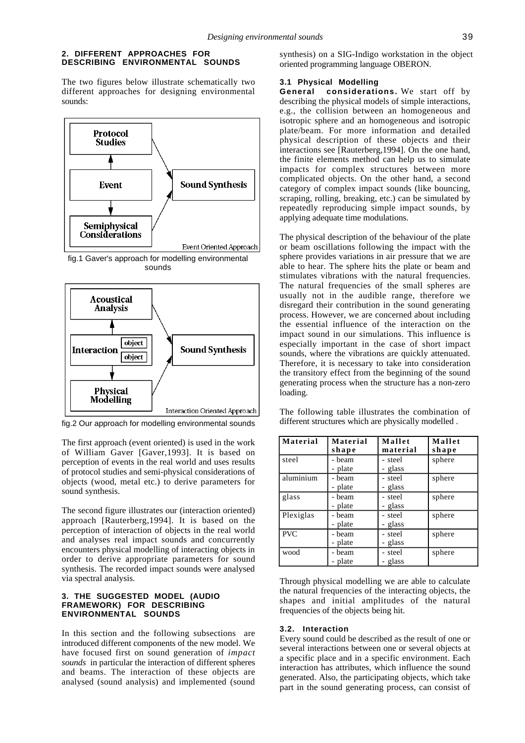## 2. DIFFERENT APPROACHES FOR DESCRIBING ENVIRONMENTAL SOUNDS

The two figures below illustrate schematically two different approaches for designing environmental sounds:

Protocol Studies

Event

Semiphysical Considerations

Sound Synthesis

Event Oriented Approach

fig.1 Gaver's approach for modelling environmental sounds

Acoustical Analysis

Interaction

object

object

Physical Modelling

Sound Synthesis

Interaction Oriented Approach

fig.2 Our approach for modelling environmental sounds

The first approach (event oriented) is used in the work of William Gaver [Gaver,1993]. It is based on perception of events in the real world and uses results of protocol studies and semi-physical considerations of objects (wood, metal etc.) to derive parameters for sound synthesis.

The second figure illustrates our (interaction oriented) approach [Rauterberg,1994]. It is based on the perception of interaction of objects in the real world and analyses real impact sounds and concurrently encounters physical modelling of interacting objects in order to derive appropriate parameters for sound synthesis. The recorded impact sounds were analysed via spectral analysis.

## 3. THE SUGGESTED MODEL (AUDIO FRAMEWORK) FOR DESCRIBING ENVIRONMENTAL SOUNDS

In this section and the following subsections are introduced different components of the new model. We have focused first on sound generation of *impact sounds* in particular the interaction of different spheres and beams. The interaction of these objects are analysed (sound analysis) and implemented (sound synthesis) on a SIG-Indigo workstation in the object oriented programming language OBERON.

### 3.1 Physical Modelling

**General considerations.** We start off by describing the physical models of simple interactions, e.g., the collision between an homogeneous and isotropic sphere and an homogeneous and isotropic plate/beam. For more information and detailed physical description of these objects and their interactions see [Rauterberg,1994]. On the one hand, the finite elements method can help us to simulate impacts for complex structures between more complicated objects. On the other hand, a second category of complex impact sounds (like bouncing, scraping, rolling, breaking, etc.) can be simulated by repeatedly reproducing simple impact sounds, by applying adequate time modulations.

The physical description of the behaviour of the plate or beam oscillations following the impact with the sphere provides variations in air pressure that we are able to hear. The sphere hits the plate or beam and stimulates vibrations with the natural frequencies. The natural frequencies of the small spheres are usually not in the audible range, therefore we disregard their contribution in the sound generating process. However, we are concerned about including the essential influence of the interaction on the impact sound in our simulations. This influence is especially important in the case of short impact sounds, where the vibrations are quickly attenuated. Therefore, it is necessary to take into consideration the transitory effect from the beginning of the sound generating process when the structure has a non-zero loading.

The following table illustrates the combination of different structures which are physically modelled .

| Material | Material shape | Mallet material | Mallet shape |
|---|---|---|---|
| steel | - beam<br>- plate | - steel<br>- glass | sphere |
| aluminium | - beam<br>- plate | - steel<br>- glass | sphere |
| glass | - beam<br>- plate | - steel<br>- glass | sphere |
| Plexiglas | - beam<br>- plate | - steel<br>- glass | sphere |
| PVC | - beam<br>- plate | - steel<br>- glass | sphere |
| wood | - beam<br>- plate | - steel<br>- glass | sphere |

Through physical modelling we are able to calculate the natural frequencies of the interacting objects, the shapes and initial amplitudes of the natural frequencies of the objects being hit.

### 3.2. Interaction

Every sound could be described as the result of one or several interactions between one or several objects at a specific place and in a specific environment. Each interaction has attributes, which influence the sound generated. Also, the participating objects, which take part in the sound generating process, can consist of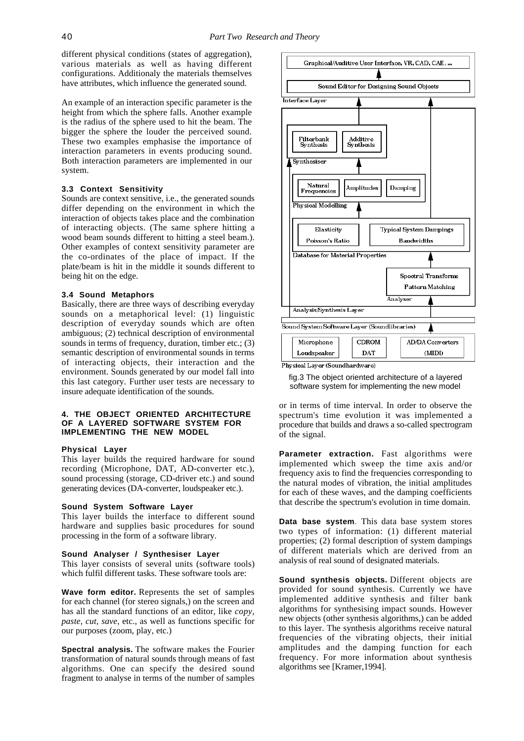different physical conditions (states of aggregation), various materials as well as having different configurations. Additionaly the materials themselves have attributes, which influence the generated sound.

An example of an interaction specific parameter is the height from which the sphere falls. Another example is the radius of the sphere used to hit the beam. The bigger the sphere the louder the perceived sound. These two examples emphasise the importance of interaction parameters in events producing sound. Both interaction parameters are implemented in our system.

### 3.3 Context Sensitivity

Sounds are context sensitive, i.e., the generated sounds differ depending on the environment in which the interaction of objects takes place and the combination of interacting objects. (The same sphere hitting a wood beam sounds different to hitting a steel beam.). Other examples of context sensitivity parameter are the co-ordinates of the place of impact. If the plate/beam is hit in the middle it sounds different to being hit on the edge.

### 3.4 Sound Metaphors

Basically, there are three ways of describing everyday sounds on a metaphorical level: (1) linguistic description of everyday sounds which are often ambiguous; (2) technical description of environmental sounds in terms of frequency, duration, timber etc.; (3) semantic description of environmental sounds in terms of interacting objects, their interaction and the environment. Sounds generated by our model fall into this last category. Further user tests are necessary to insure adequate identification of the sounds.

## 4. THE OBJECT ORIENTED ARCHITECTURE OF A LAYERED SOFTWARE SYSTEM FOR IMPLEMENTING THE NEW MODEL

### Physical Layer

This layer builds the required hardware for sound recording (Microphone, DAT, AD-converter etc.), sound processing (storage, CD-driver etc.) and sound generating devices (DA-converter, loudspeaker etc.).

### Sound System Software Layer

This layer builds the interface to different sound hardware and supplies basic procedures for sound processing in the form of a software library.

### Sound Analyser / Synthesiser Layer

This layer consists of several units (software tools) which fulfil different tasks. These software tools are:

**Wave form editor.** Represents the set of samples for each channel (for stereo signals,) on the screen and has all the standard functions of an editor, like *copy*, *paste*, *cut*, *save*, etc., as well as functions specific for our purposes (zoom, play, etc.)

**Spectral analysis.** The software makes the Fourier transformation of natural sounds through means of fast algorithms. One can specify the desired sound fragment to analyse in terms of the number of samples or in terms of time interval. In order to observe the spectrum's time evolution it was implemented a procedure that builds and draws a so-called spectrogram of the signal.

Graphical/Auditive User Interface, VR, CAD, CAE, ...
Sound Editor for Designing Sound Objects
Interface Layer
Filterbank Synthesis | Additive Synthesis
Synthesiser
Natural Frequencies | Amplitudes | Damping
Physical Modelling
Elasticity | Poisson's Ratio | Typical System Dampings | Bandwidths
Database for Material Properties
Spectral Transforms | Pattern Matching
Analyser
Analysis/Synthesis Layer
Sound System Software Layer (Soundlibraries)
Microphone | Loudspeaker | CDROM | DAT | AD/DA Converters (MIDI)
Physical Layer (Soundhardware)

fig.3 The object oriented architecture of a layered software system for implementing the new model

**Parameter extraction.** Fast algorithms were implemented which sweep the time axis and/or frequency axis to find the frequencies corresponding to the natural modes of vibration, the initial amplitudes for each of these waves, and the damping coefficients that describe the spectrum's evolution in time domain.

**Data base system**. This data base system stores two types of information: (1) different material properties; (2) formal description of system dampings of different materials which are derived from an analysis of real sound of designated materials.

**Sound synthesis objects.** Different objects are provided for sound synthesis. Currently we have implemented additive synthesis and filter bank algorithms for synthesising impact sounds. However new objects (other synthesis algorithms,) can be added to this layer. The synthesis algorithms receive natural frequencies of the vibrating objects, their initial amplitudes and the damping function for each frequency. For more information about synthesis algorithms see [Kramer,1994].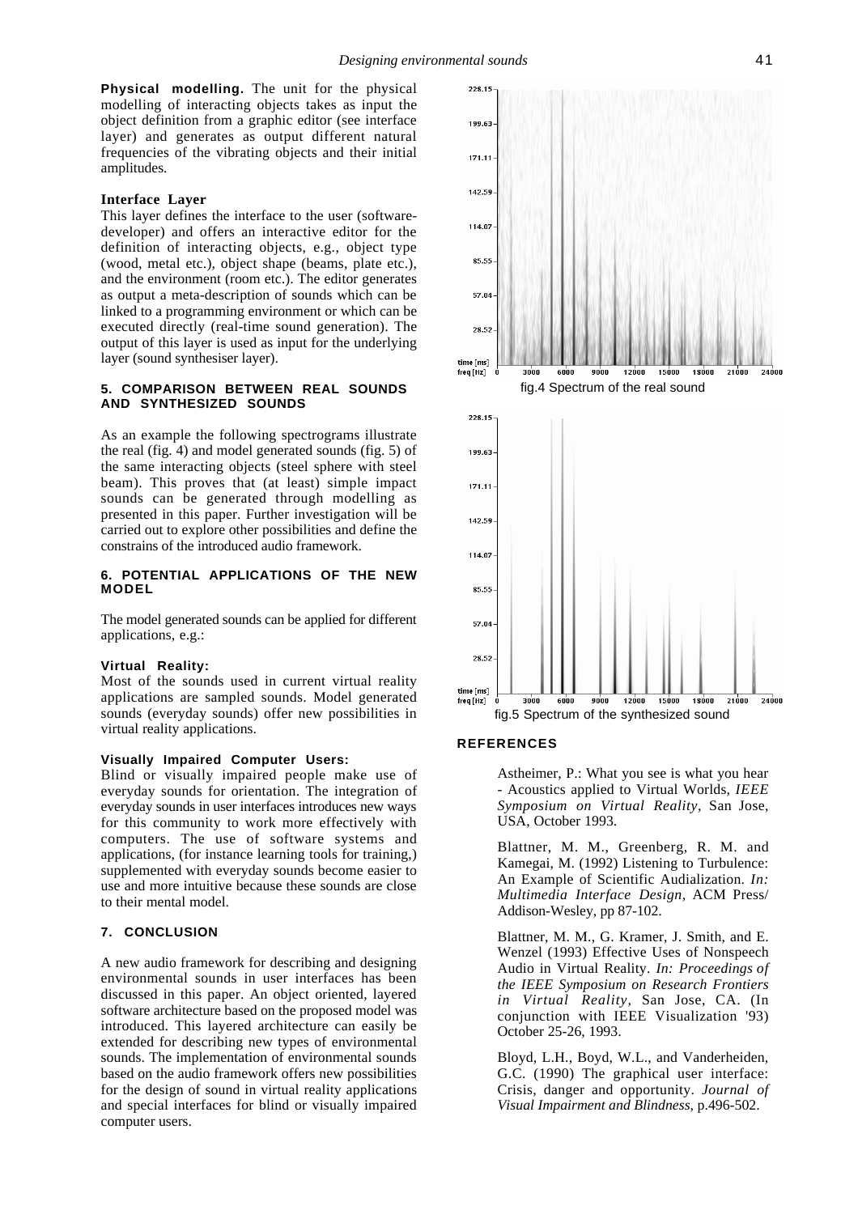**Physical modelling.** The unit for the physical modelling of interacting objects takes as input the object definition from a graphic editor (see interface layer) and generates as output different natural frequencies of the vibrating objects and their initial amplitudes.

### Interface Layer

This layer defines the interface to the user (software-developer) and offers an interactive editor for the definition of interacting objects, e.g., object type (wood, metal etc.), object shape (beams, plate etc.), and the environment (room etc.). The editor generates as output a meta-description of sounds which can be linked to a programming environment or which can be executed directly (real-time sound generation). The output of this layer is used as input for the underlying layer (sound synthesiser layer).

## 5. COMPARISON BETWEEN REAL SOUNDS AND SYNTHESIZED SOUNDS

As an example the following spectrograms illustrate the real (fig. 4) and model generated sounds (fig. 5) of the same interacting objects (steel sphere with steel beam). This proves that (at least) simple impact sounds can be generated through modelling as presented in this paper. Further investigation will be carried out to explore other possibilities and define the constrains of the introduced audio framework.

fig.4 Spectrum of the real sound

fig.5 Spectrum of the synthesized sound

## 6. POTENTIAL APPLICATIONS OF THE NEW MODEL

The model generated sounds can be applied for different applications, e.g.:

### Virtual Reality:

Most of the sounds used in current virtual reality applications are sampled sounds. Model generated sounds (everyday sounds) offer new possibilities in virtual reality applications.

### Visually Impaired Computer Users:

Blind or visually impaired people make use of everyday sounds for orientation. The integration of everyday sounds in user interfaces introduces new ways for this community to work more effectively with computers. The use of software systems and applications, (for instance learning tools for training,) supplemented with everyday sounds become easier to use and more intuitive because these sounds are close to their mental model.

## 7. CONCLUSION

A new audio framework for describing and designing environmental sounds in user interfaces has been discussed in this paper. An object oriented, layered software architecture based on the proposed model was introduced. This layered architecture can easily be extended for describing new types of environmental sounds. The implementation of environmental sounds based on the audio framework offers new possibilities for the design of sound in virtual reality applications and special interfaces for blind or visually impaired computer users.

## REFERENCES

Astheimer, P.: What you see is what you hear - Acoustics applied to Virtual Worlds, *IEEE Symposium on Virtual Reality*, San Jose, USA, October 1993.

Blattner, M. M., Greenberg, R. M. and Kamegai, M. (1992) Listening to Turbulence: An Example of Scientific Audialization. *In: Multimedia Interface Design*, ACM Press/ Addison-Wesley, pp 87-102.

Blattner, M. M., G. Kramer, J. Smith, and E. Wenzel (1993) Effective Uses of Nonspeech Audio in Virtual Reality. *In: Proceedings of the IEEE Symposium on Research Frontiers in Virtual Reality*, San Jose, CA. (In conjunction with IEEE Visualization '93) October 25-26, 1993.

Bloyd, L.H., Boyd, W.L., and Vanderheiden, G.C. (1990) The graphical user interface: Crisis, danger and opportunity. *Journal of Visual Impairment and Blindness*, p.496-502.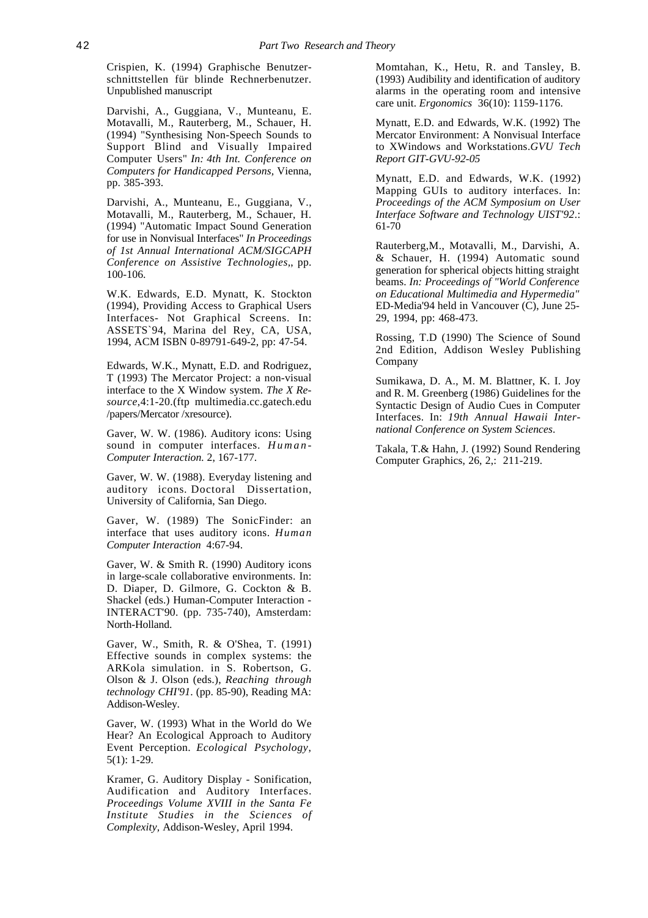Crispien, K. (1994) Graphische Benutzerschnittstellen für blinde Rechnerbenutzer. Unpublished manuscript

Darvishi, A., Guggiana, V., Munteanu, E. Motavalli, M., Rauterberg, M., Schauer, H. (1994) "Synthesising Non-Speech Sounds to Support Blind and Visually Impaired Computer Users" *In: 4th Int. Conference on Computers for Handicapped Persons*, Vienna, pp. 385-393.

Darvishi, A., Munteanu, E., Guggiana, V., Motavalli, M., Rauterberg, M., Schauer, H. (1994) "Automatic Impact Sound Generation for use in Nonvisual Interfaces" *In Proceedings of 1st Annual International ACM/SIGCAPH Conference on Assistive Technologies*,, pp. 100-106.

W.K. Edwards, E.D. Mynatt, K. Stockton (1994), Providing Access to Graphical Users Interfaces- Not Graphical Screens. In: ASSETS`94, Marina del Rey, CA, USA, 1994, ACM ISBN 0-89791-649-2, pp: 47-54.

Edwards, W.K., Mynatt, E.D. and Rodriguez, T (1993) The Mercator Project: a non-visual interface to the X Window system. *The X Resource*,4:1-20.(ftp multimedia.cc.gatech.edu /papers/Mercator /xresource).

Gaver, W. W. (1986). Auditory icons: Using sound in computer interfaces. *Human-Computer Interaction.* 2, 167-177.

Gaver, W. W. (1988). Everyday listening and auditory icons. Doctoral Dissertation, University of California, San Diego.

Gaver, W. (1989) The SonicFinder: an interface that uses auditory icons. *Human Computer Interaction* 4:67-94.

Gaver, W. & Smith R. (1990) Auditory icons in large-scale collaborative environments. In: D. Diaper, D. Gilmore, G. Cockton & B. Shackel (eds.) Human-Computer Interaction - INTERACT'90. (pp. 735-740), Amsterdam: North-Holland.

Gaver, W., Smith, R. & O'Shea, T. (1991) Effective sounds in complex systems: the ARKola simulation. in S. Robertson, G. Olson & J. Olson (eds.), *Reaching through technology CHI'91*. (pp. 85-90), Reading MA: Addison-Wesley.

Gaver, W. (1993) What in the World do We Hear? An Ecological Approach to Auditory Event Perception. *Ecological Psychology*, 5(1): 1-29.

Kramer, G. Auditory Display - Sonification, Audification and Auditory Interfaces. *Proceedings Volume XVIII in the Santa Fe Institute Studies in the Sciences of Complexity*, Addison-Wesley, April 1994.

Momtahan, K., Hetu, R. and Tansley, B. (1993) Audibility and identification of auditory alarms in the operating room and intensive care unit. *Ergonomics* 36(10): 1159-1176.

Mynatt, E.D. and Edwards, W.K. (1992) The Mercator Environment: A Nonvisual Interface to XWindows and Workstations.*GVU Tech Report GIT-GVU-92-05*

Mynatt, E.D. and Edwards, W.K. (1992) Mapping GUIs to auditory interfaces. In: *Proceedings of the ACM Symposium on User Interface Software and Technology UIST'92*.: 61-70

Rauterberg,M., Motavalli, M., Darvishi, A. & Schauer, H. (1994) Automatic sound generation for spherical objects hitting straight beams. *In: Proceedings of "World Conference on Educational Multimedia and Hypermedia"* ED-Media'94 held in Vancouver (C), June 25-29, 1994, pp: 468-473.

Rossing, T.D (1990) The Science of Sound 2nd Edition, Addison Wesley Publishing Company

Sumikawa, D. A., M. M. Blattner, K. I. Joy and R. M. Greenberg (1986) Guidelines for the Syntactic Design of Audio Cues in Computer Interfaces. In: *19th Annual Hawaii International Conference on System Sciences*.

Takala, T.& Hahn, J. (1992) Sound Rendering Computer Graphics, 26, 2,: 211-219.